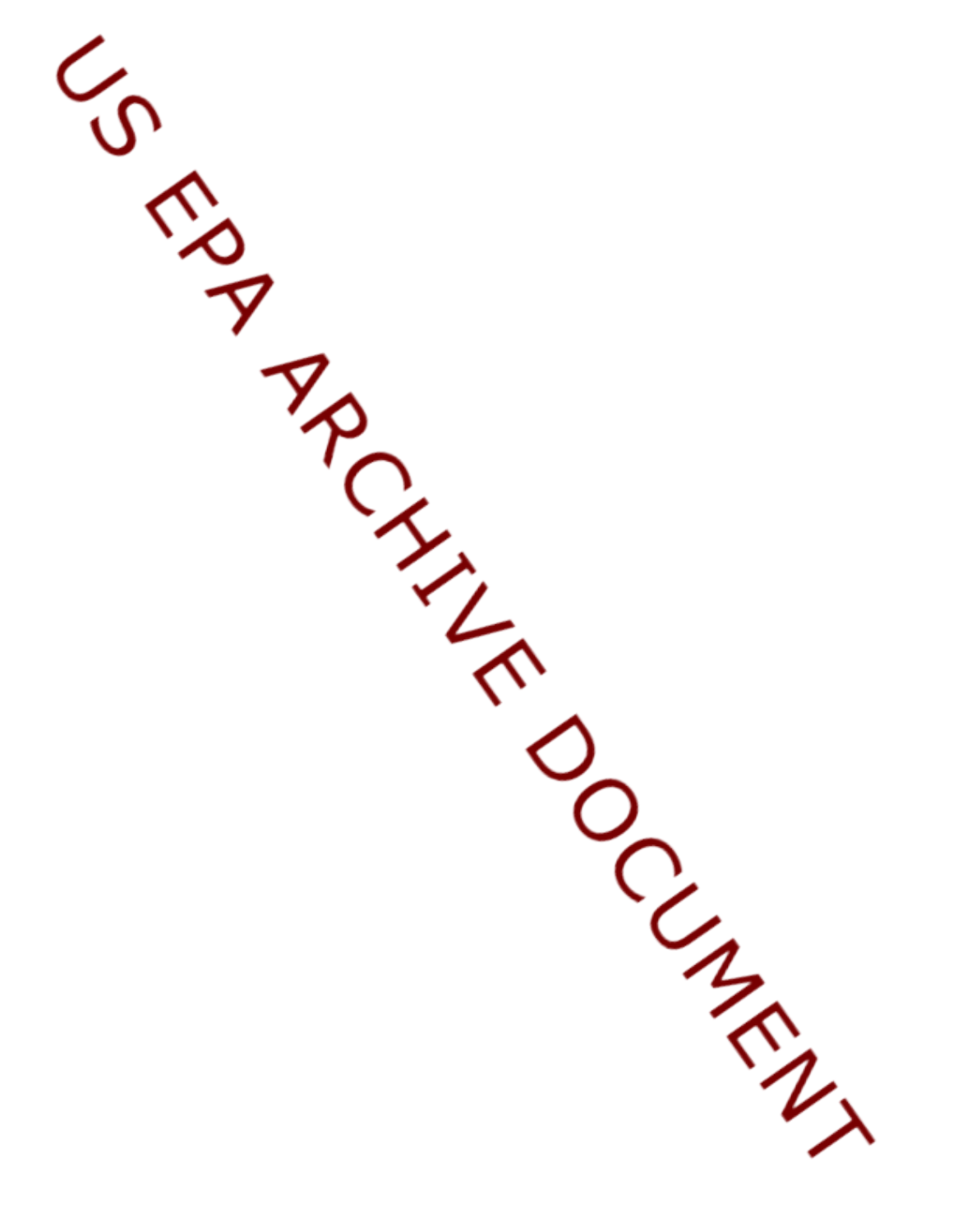US EPA ARCHIVE DOCUMENT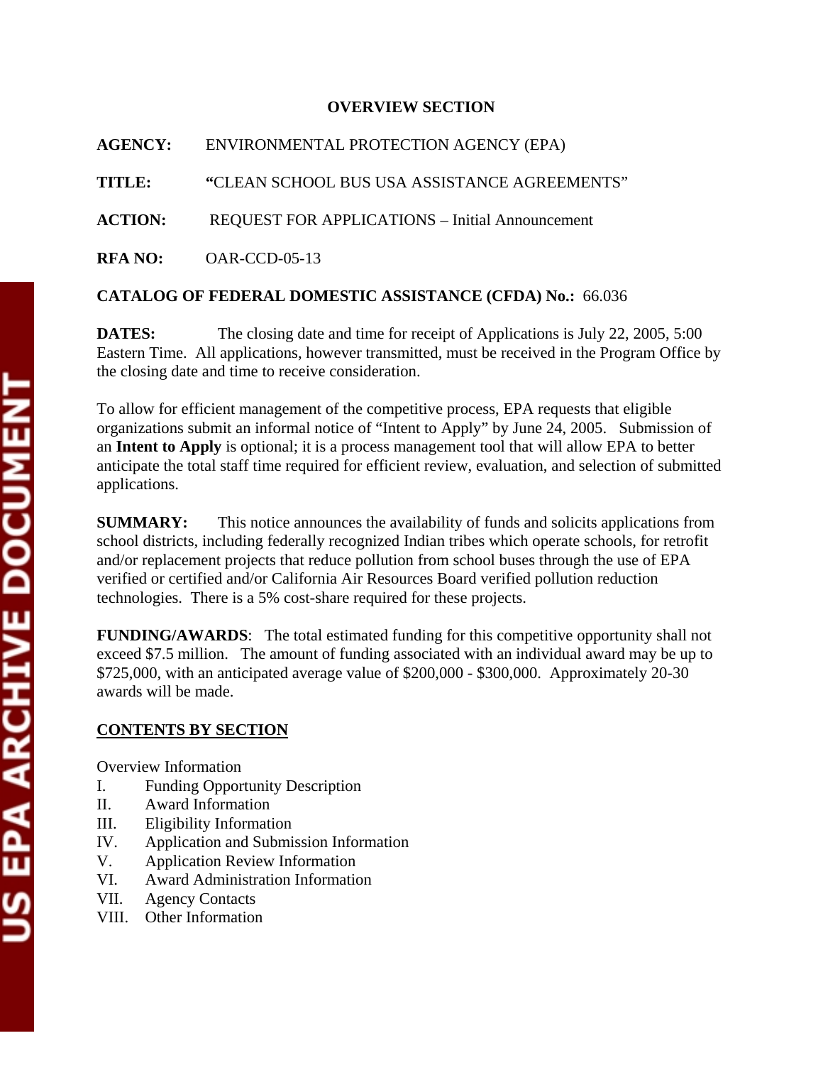## OVERVIEW SECTION

**AGENCY:** ENVIRONMENTAL PROTECTION AGENCY (EPA)

**TITLE:** "CLEAN SCHOOL BUS USA ASSISTANCE AGREEMENTS"

**ACTION:** REQUEST FOR APPLICATIONS – Initial Announcement

**RFA NO:** OAR-CCD-05-13

**CATALOG OF FEDERAL DOMESTIC ASSISTANCE (CFDA) No.:** 66.036

**DATES:** The closing date and time for receipt of Applications is July 22, 2005, 5:00 Eastern Time. All applications, however transmitted, must be received in the Program Office by the closing date and time to receive consideration.

To allow for efficient management of the competitive process, EPA requests that eligible organizations submit an informal notice of "Intent to Apply" by June 24, 2005. Submission of an **Intent to Apply** is optional; it is a process management tool that will allow EPA to better anticipate the total staff time required for efficient review, evaluation, and selection of submitted applications.

**SUMMARY:** This notice announces the availability of funds and solicits applications from school districts, including federally recognized Indian tribes which operate schools, for retrofit and/or replacement projects that reduce pollution from school buses through the use of EPA verified or certified and/or California Air Resources Board verified pollution reduction technologies. There is a 5% cost-share required for these projects.

**FUNDING/AWARDS**: The total estimated funding for this competitive opportunity shall not exceed $7.5 million. The amount of funding associated with an individual award may be up to $725,000, with an anticipated average value of $200,000 - $300,000. Approximately 20-30 awards will be made.

**CONTENTS BY SECTION**

Overview Information

- I. Funding Opportunity Description
- II. Award Information
- III. Eligibility Information
- IV. Application and Submission Information
- V. Application Review Information
- VI. Award Administration Information
- VII. Agency Contacts
- VIII. Other Information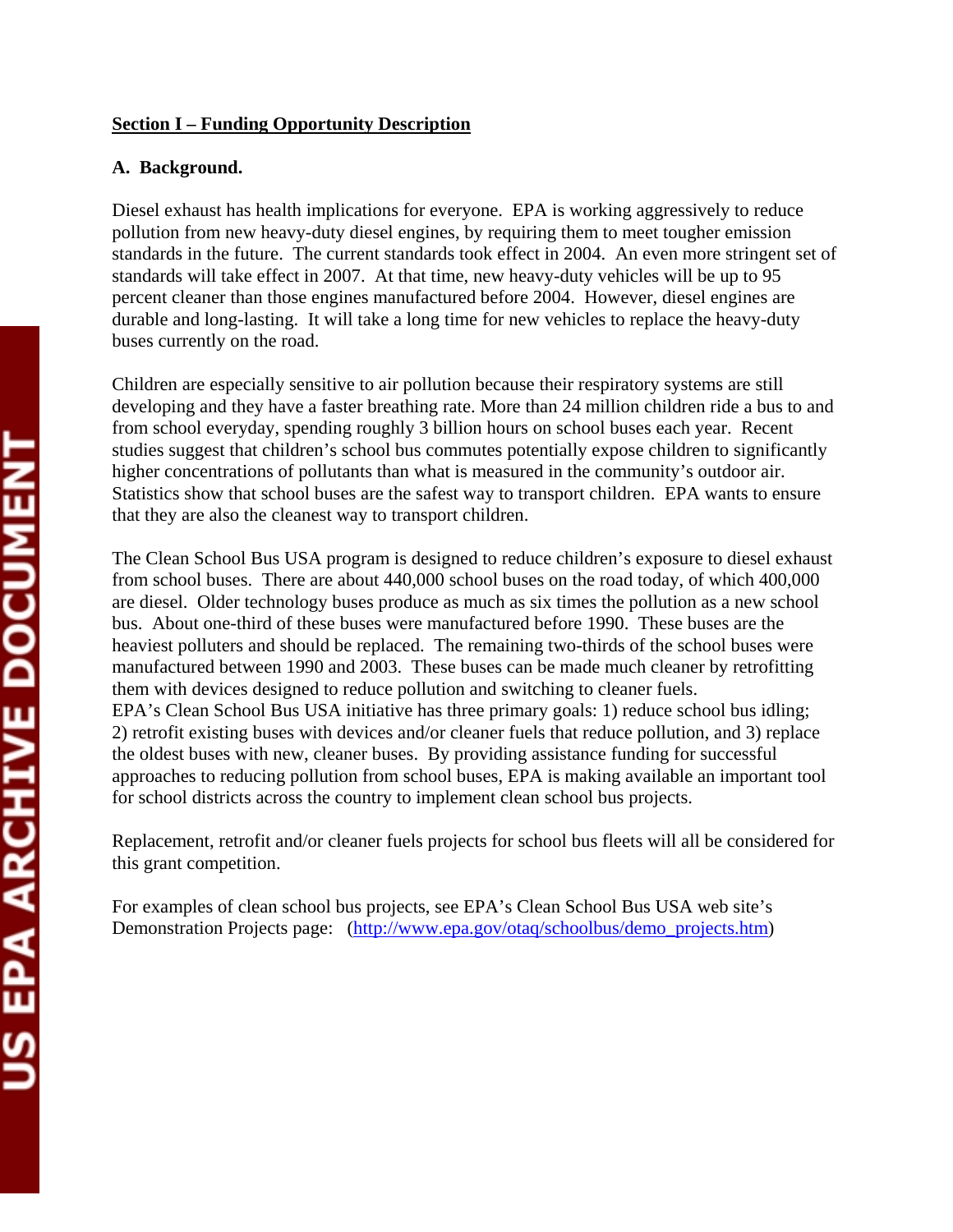## Section I – Funding Opportunity Description

### A. Background.

Diesel exhaust has health implications for everyone. EPA is working aggressively to reduce pollution from new heavy-duty diesel engines, by requiring them to meet tougher emission standards in the future. The current standards took effect in 2004. An even more stringent set of standards will take effect in 2007. At that time, new heavy-duty vehicles will be up to 95 percent cleaner than those engines manufactured before 2004. However, diesel engines are durable and long-lasting. It will take a long time for new vehicles to replace the heavy-duty buses currently on the road.

Children are especially sensitive to air pollution because their respiratory systems are still developing and they have a faster breathing rate. More than 24 million children ride a bus to and from school everyday, spending roughly 3 billion hours on school buses each year. Recent studies suggest that children's school bus commutes potentially expose children to significantly higher concentrations of pollutants than what is measured in the community's outdoor air. Statistics show that school buses are the safest way to transport children. EPA wants to ensure that they are also the cleanest way to transport children.

The Clean School Bus USA program is designed to reduce children's exposure to diesel exhaust from school buses. There are about 440,000 school buses on the road today, of which 400,000 are diesel. Older technology buses produce as much as six times the pollution as a new school bus. About one-third of these buses were manufactured before 1990. These buses are the heaviest polluters and should be replaced. The remaining two-thirds of the school buses were manufactured between 1990 and 2003. These buses can be made much cleaner by retrofitting them with devices designed to reduce pollution and switching to cleaner fuels.
EPA's Clean School Bus USA initiative has three primary goals: 1) reduce school bus idling; 2) retrofit existing buses with devices and/or cleaner fuels that reduce pollution, and 3) replace the oldest buses with new, cleaner buses. By providing assistance funding for successful approaches to reducing pollution from school buses, EPA is making available an important tool for school districts across the country to implement clean school bus projects.

Replacement, retrofit and/or cleaner fuels projects for school bus fleets will all be considered for this grant competition.

For examples of clean school bus projects, see EPA's Clean School Bus USA web site's Demonstration Projects page: (http://www.epa.gov/otaq/schoolbus/demo_projects.htm)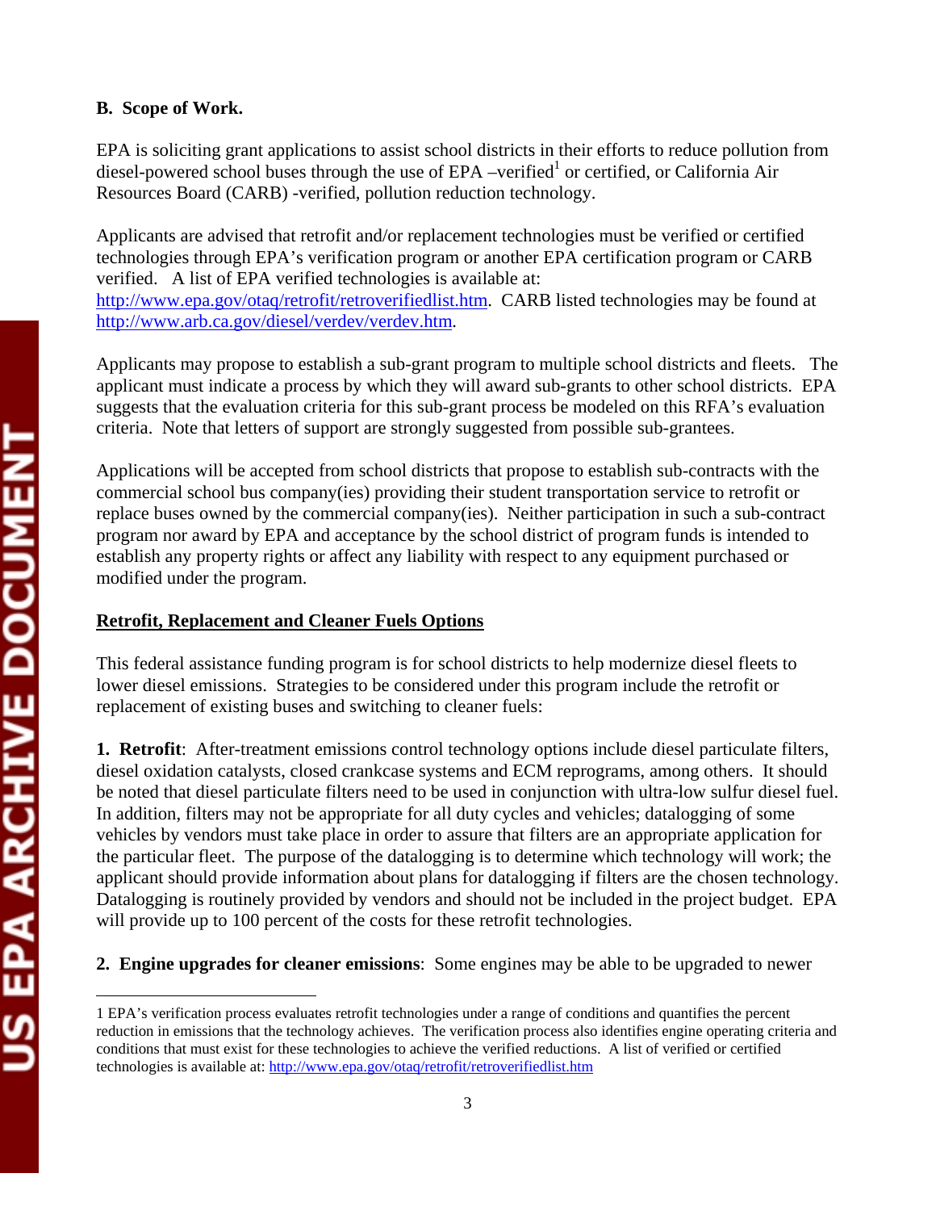**B. Scope of Work.**

EPA is soliciting grant applications to assist school districts in their efforts to reduce pollution from diesel-powered school buses through the use of EPA –verified[1] or certified, or California Air Resources Board (CARB) -verified, pollution reduction technology.

Applicants are advised that retrofit and/or replacement technologies must be verified or certified technologies through EPA's verification program or another EPA certification program or CARB verified. A list of EPA verified technologies is available at: http://www.epa.gov/otaq/retrofit/retroverifiedlist.htm. CARB listed technologies may be found at http://www.arb.ca.gov/diesel/verdev/verdev.htm.

Applicants may propose to establish a sub-grant program to multiple school districts and fleets. The applicant must indicate a process by which they will award sub-grants to other school districts. EPA suggests that the evaluation criteria for this sub-grant process be modeled on this RFA's evaluation criteria. Note that letters of support are strongly suggested from possible sub-grantees.

Applications will be accepted from school districts that propose to establish sub-contracts with the commercial school bus company(ies) providing their student transportation service to retrofit or replace buses owned by the commercial company(ies). Neither participation in such a sub-contract program nor award by EPA and acceptance by the school district of program funds is intended to establish any property rights or affect any liability with respect to any equipment purchased or modified under the program.

**<u>Retrofit, Replacement and Cleaner Fuels Options</u>**

This federal assistance funding program is for school districts to help modernize diesel fleets to lower diesel emissions. Strategies to be considered under this program include the retrofit or replacement of existing buses and switching to cleaner fuels:

**1. Retrofit**: After-treatment emissions control technology options include diesel particulate filters, diesel oxidation catalysts, closed crankcase systems and ECM reprograms, among others. It should be noted that diesel particulate filters need to be used in conjunction with ultra-low sulfur diesel fuel. In addition, filters may not be appropriate for all duty cycles and vehicles; datalogging of some vehicles by vendors must take place in order to assure that filters are an appropriate application for the particular fleet. The purpose of the datalogging is to determine which technology will work; the applicant should provide information about plans for datalogging if filters are the chosen technology. Datalogging is routinely provided by vendors and should not be included in the project budget. EPA will provide up to 100 percent of the costs for these retrofit technologies.

**2. Engine upgrades for cleaner emissions**: Some engines may be able to be upgraded to newer

---

1 EPA's verification process evaluates retrofit technologies under a range of conditions and quantifies the percent reduction in emissions that the technology achieves. The verification process also identifies engine operating criteria and conditions that must exist for these technologies to achieve the verified reductions. A list of verified or certified technologies is available at: http://www.epa.gov/otaq/retrofit/retroverifiedlist.htm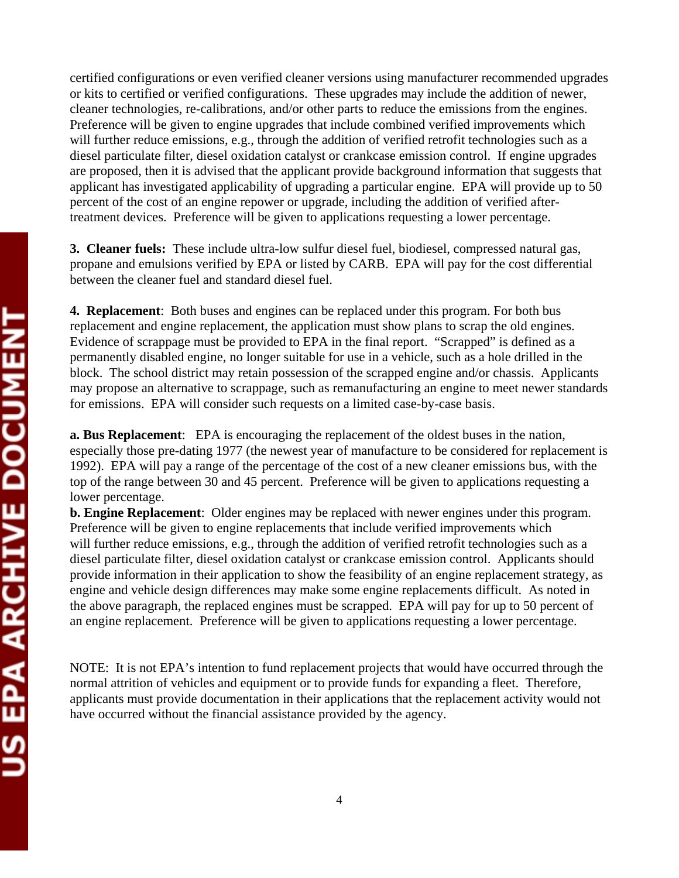certified configurations or even verified cleaner versions using manufacturer recommended upgrades or kits to certified or verified configurations. These upgrades may include the addition of newer, cleaner technologies, re-calibrations, and/or other parts to reduce the emissions from the engines. Preference will be given to engine upgrades that include combined verified improvements which will further reduce emissions, e.g., through the addition of verified retrofit technologies such as a diesel particulate filter, diesel oxidation catalyst or crankcase emission control. If engine upgrades are proposed, then it is advised that the applicant provide background information that suggests that applicant has investigated applicability of upgrading a particular engine. EPA will provide up to 50 percent of the cost of an engine repower or upgrade, including the addition of verified after-treatment devices. Preference will be given to applications requesting a lower percentage.

**3. Cleaner fuels:** These include ultra-low sulfur diesel fuel, biodiesel, compressed natural gas, propane and emulsions verified by EPA or listed by CARB. EPA will pay for the cost differential between the cleaner fuel and standard diesel fuel.

**4. Replacement**: Both buses and engines can be replaced under this program. For both bus replacement and engine replacement, the application must show plans to scrap the old engines. Evidence of scrappage must be provided to EPA in the final report. "Scrapped" is defined as a permanently disabled engine, no longer suitable for use in a vehicle, such as a hole drilled in the block. The school district may retain possession of the scrapped engine and/or chassis. Applicants may propose an alternative to scrappage, such as remanufacturing an engine to meet newer standards for emissions. EPA will consider such requests on a limited case-by-case basis.

**a. Bus Replacement**: EPA is encouraging the replacement of the oldest buses in the nation, especially those pre-dating 1977 (the newest year of manufacture to be considered for replacement is 1992). EPA will pay a range of the percentage of the cost of a new cleaner emissions bus, with the top of the range between 30 and 45 percent. Preference will be given to applications requesting a lower percentage.

**b. Engine Replacement**: Older engines may be replaced with newer engines under this program. Preference will be given to engine replacements that include verified improvements which will further reduce emissions, e.g., through the addition of verified retrofit technologies such as a diesel particulate filter, diesel oxidation catalyst or crankcase emission control. Applicants should provide information in their application to show the feasibility of an engine replacement strategy, as engine and vehicle design differences may make some engine replacements difficult. As noted in the above paragraph, the replaced engines must be scrapped. EPA will pay for up to 50 percent of an engine replacement. Preference will be given to applications requesting a lower percentage.

NOTE: It is not EPA's intention to fund replacement projects that would have occurred through the normal attrition of vehicles and equipment or to provide funds for expanding a fleet. Therefore, applicants must provide documentation in their applications that the replacement activity would not have occurred without the financial assistance provided by the agency.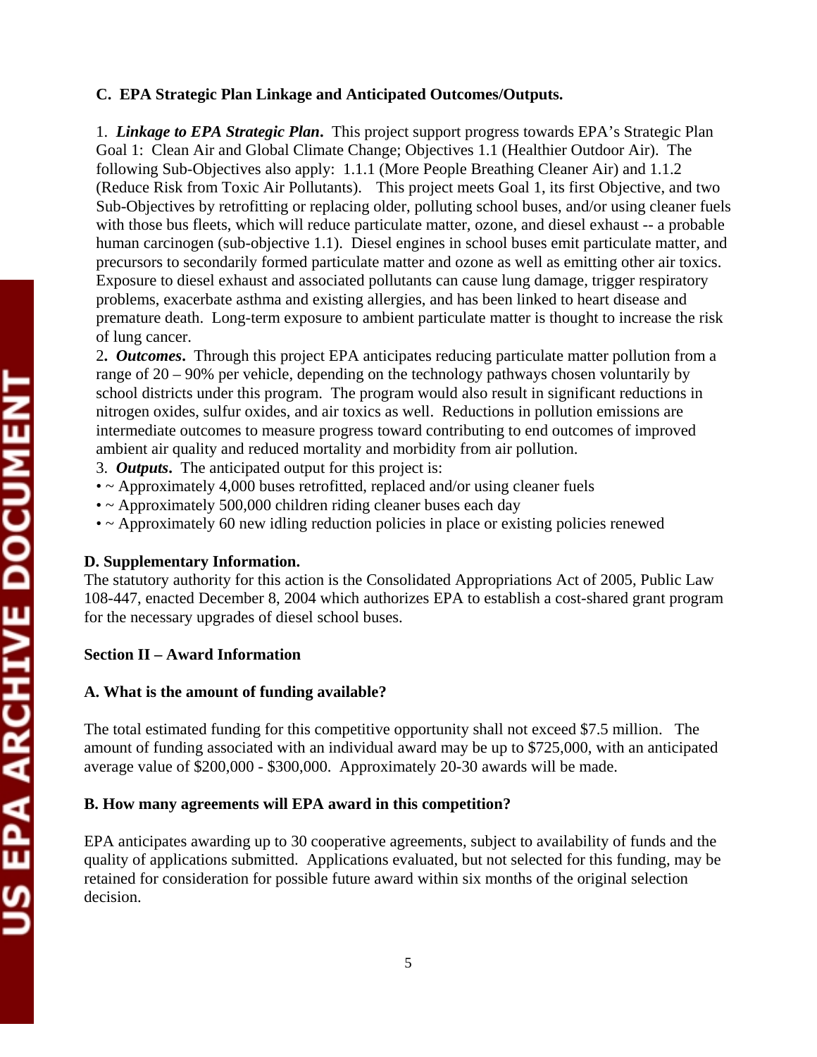**C. EPA Strategic Plan Linkage and Anticipated Outcomes/Outputs.**

1. ***Linkage to EPA Strategic Plan***. This project support progress towards EPA's Strategic Plan Goal 1: Clean Air and Global Climate Change; Objectives 1.1 (Healthier Outdoor Air). The following Sub-Objectives also apply: 1.1.1 (More People Breathing Cleaner Air) and 1.1.2 (Reduce Risk from Toxic Air Pollutants). This project meets Goal 1, its first Objective, and two Sub-Objectives by retrofitting or replacing older, polluting school buses, and/or using cleaner fuels with those bus fleets, which will reduce particulate matter, ozone, and diesel exhaust -- a probable human carcinogen (sub-objective 1.1). Diesel engines in school buses emit particulate matter, and precursors to secondarily formed particulate matter and ozone as well as emitting other air toxics. Exposure to diesel exhaust and associated pollutants can cause lung damage, trigger respiratory problems, exacerbate asthma and existing allergies, and has been linked to heart disease and premature death. Long-term exposure to ambient particulate matter is thought to increase the risk of lung cancer.

2. ***Outcomes***. Through this project EPA anticipates reducing particulate matter pollution from a range of 20 – 90% per vehicle, depending on the technology pathways chosen voluntarily by school districts under this program. The program would also result in significant reductions in nitrogen oxides, sulfur oxides, and air toxics as well. Reductions in pollution emissions are intermediate outcomes to measure progress toward contributing to end outcomes of improved ambient air quality and reduced mortality and morbidity from air pollution.

3. ***Outputs***. The anticipated output for this project is:

- ~ Approximately 4,000 buses retrofitted, replaced and/or using cleaner fuels
- ~ Approximately 500,000 children riding cleaner buses each day
- ~ Approximately 60 new idling reduction policies in place or existing policies renewed

**D. Supplementary Information.**

The statutory authority for this action is the Consolidated Appropriations Act of 2005, Public Law 108-447, enacted December 8, 2004 which authorizes EPA to establish a cost-shared grant program for the necessary upgrades of diesel school buses.

## Section II – Award Information

**A. What is the amount of funding available?**

The total estimated funding for this competitive opportunity shall not exceed $7.5 million. The amount of funding associated with an individual award may be up to $725,000, with an anticipated average value of $200,000 - $300,000. Approximately 20-30 awards will be made.

**B. How many agreements will EPA award in this competition?**

EPA anticipates awarding up to 30 cooperative agreements, subject to availability of funds and the quality of applications submitted. Applications evaluated, but not selected for this funding, may be retained for consideration for possible future award within six months of the original selection decision.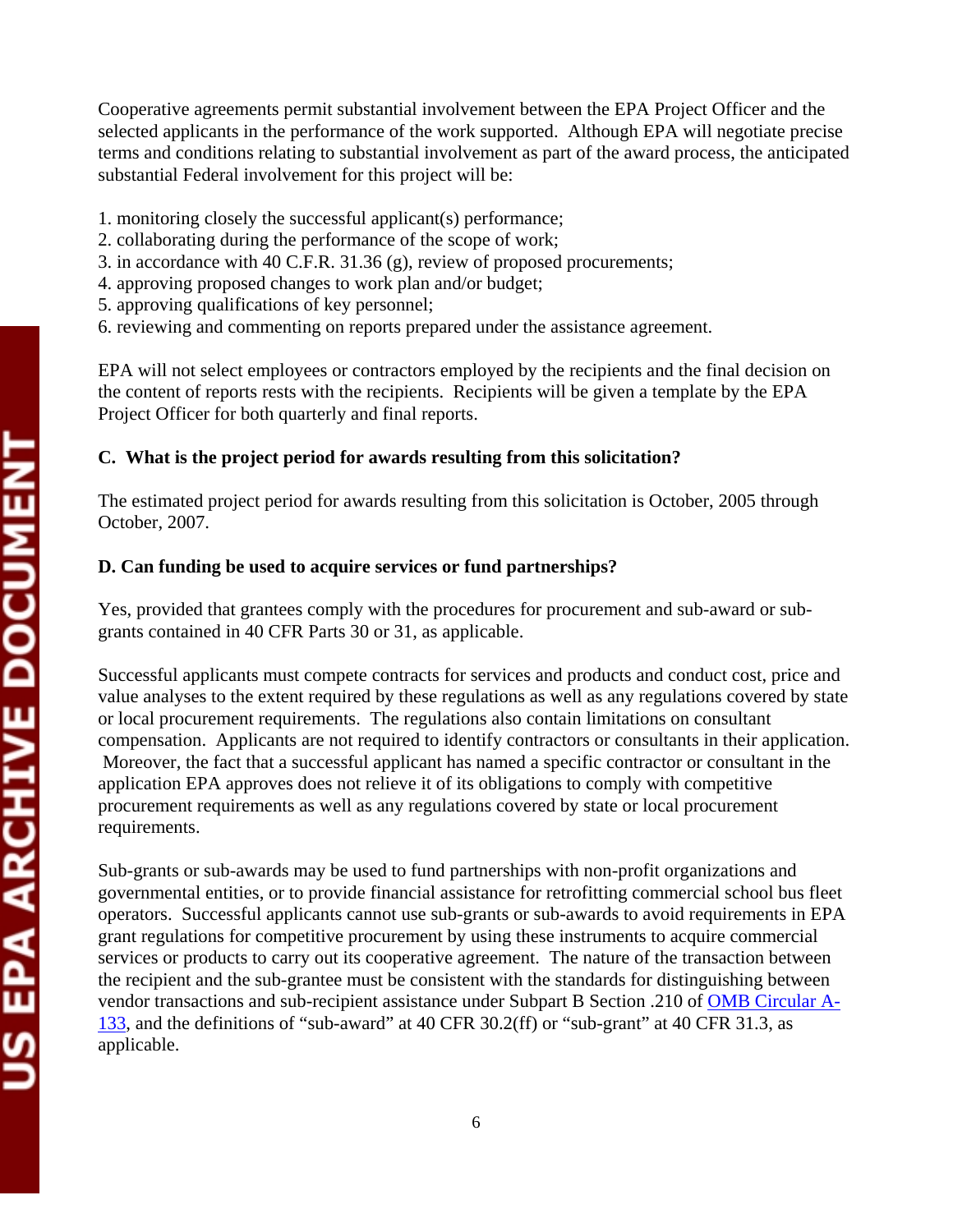Cooperative agreements permit substantial involvement between the EPA Project Officer and the selected applicants in the performance of the work supported. Although EPA will negotiate precise terms and conditions relating to substantial involvement as part of the award process, the anticipated substantial Federal involvement for this project will be:

1. monitoring closely the successful applicant(s) performance;
2. collaborating during the performance of the scope of work;
3. in accordance with 40 C.F.R. 31.36 (g), review of proposed procurements;
4. approving proposed changes to work plan and/or budget;
5. approving qualifications of key personnel;
6. reviewing and commenting on reports prepared under the assistance agreement.

EPA will not select employees or contractors employed by the recipients and the final decision on the content of reports rests with the recipients. Recipients will be given a template by the EPA Project Officer for both quarterly and final reports.

### C. What is the project period for awards resulting from this solicitation?

The estimated project period for awards resulting from this solicitation is October, 2005 through October, 2007.

### D. Can funding be used to acquire services or fund partnerships?

Yes, provided that grantees comply with the procedures for procurement and sub-award or sub-grants contained in 40 CFR Parts 30 or 31, as applicable.

Successful applicants must compete contracts for services and products and conduct cost, price and value analyses to the extent required by these regulations as well as any regulations covered by state or local procurement requirements. The regulations also contain limitations on consultant compensation. Applicants are not required to identify contractors or consultants in their application. Moreover, the fact that a successful applicant has named a specific contractor or consultant in the application EPA approves does not relieve it of its obligations to comply with competitive procurement requirements as well as any regulations covered by state or local procurement requirements.

Sub-grants or sub-awards may be used to fund partnerships with non-profit organizations and governmental entities, or to provide financial assistance for retrofitting commercial school bus fleet operators. Successful applicants cannot use sub-grants or sub-awards to avoid requirements in EPA grant regulations for competitive procurement by using these instruments to acquire commercial services or products to carry out its cooperative agreement. The nature of the transaction between the recipient and the sub-grantee must be consistent with the standards for distinguishing between vendor transactions and sub-recipient assistance under Subpart B Section .210 of OMB Circular A-133, and the definitions of "sub-award" at 40 CFR 30.2(ff) or "sub-grant" at 40 CFR 31.3, as applicable.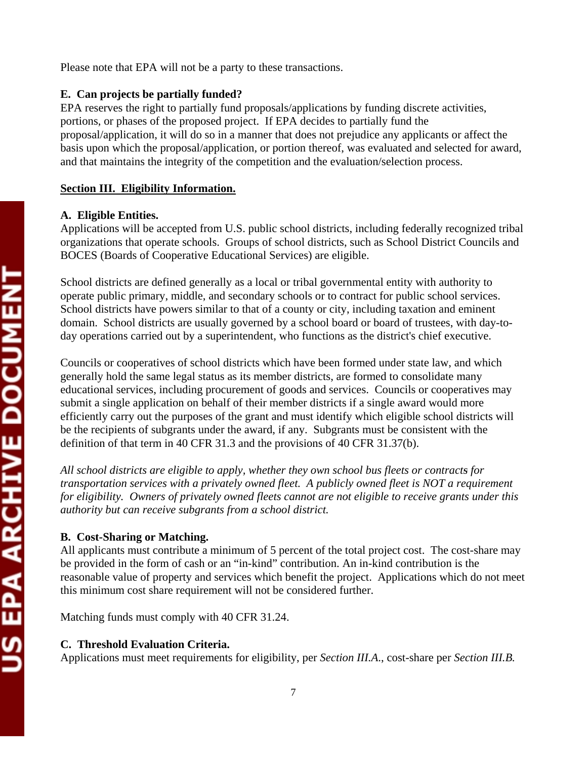Please note that EPA will not be a party to these transactions.

**E. Can projects be partially funded?**

EPA reserves the right to partially fund proposals/applications by funding discrete activities, portions, or phases of the proposed project. If EPA decides to partially fund the proposal/application, it will do so in a manner that does not prejudice any applicants or affect the basis upon which the proposal/application, or portion thereof, was evaluated and selected for award, and that maintains the integrity of the competition and the evaluation/selection process.

## Section III. Eligibility Information.

**A. Eligible Entities.**

Applications will be accepted from U.S. public school districts, including federally recognized tribal organizations that operate schools. Groups of school districts, such as School District Councils and BOCES (Boards of Cooperative Educational Services) are eligible.

School districts are defined generally as a local or tribal governmental entity with authority to operate public primary, middle, and secondary schools or to contract for public school services. School districts have powers similar to that of a county or city, including taxation and eminent domain. School districts are usually governed by a school board or board of trustees, with day-to-day operations carried out by a superintendent, who functions as the district's chief executive.

Councils or cooperatives of school districts which have been formed under state law, and which generally hold the same legal status as its member districts, are formed to consolidate many educational services, including procurement of goods and services. Councils or cooperatives may submit a single application on behalf of their member districts if a single award would more efficiently carry out the purposes of the grant and must identify which eligible school districts will be the recipients of subgrants under the award, if any. Subgrants must be consistent with the definition of that term in 40 CFR 31.3 and the provisions of 40 CFR 31.37(b).

*All school districts are eligible to apply, whether they own school bus fleets or contracts for transportation services with a privately owned fleet. A publicly owned fleet is NOT a requirement for eligibility. Owners of privately owned fleets cannot are not eligible to receive grants under this authority but can receive subgrants from a school district.*

**B. Cost-Sharing or Matching.**

All applicants must contribute a minimum of 5 percent of the total project cost. The cost-share may be provided in the form of cash or an "in-kind" contribution. An in-kind contribution is the reasonable value of property and services which benefit the project. Applications which do not meet this minimum cost share requirement will not be considered further.

Matching funds must comply with 40 CFR 31.24.

**C. Threshold Evaluation Criteria.**

Applications must meet requirements for eligibility, per *Section III.A.*, cost-share per *Section III.B.*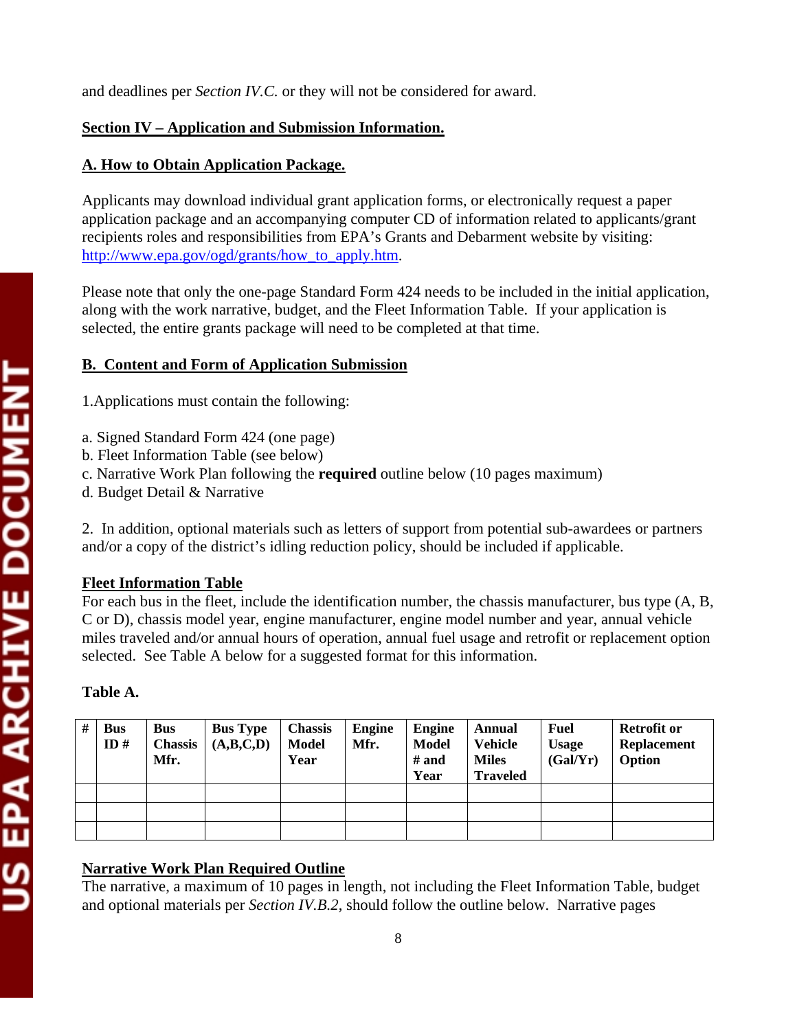and deadlines per *Section IV.C.* or they will not be considered for award.

## Section IV – Application and Submission Information.

### A. How to Obtain Application Package.

Applicants may download individual grant application forms, or electronically request a paper application package and an accompanying computer CD of information related to applicants/grant recipients roles and responsibilities from EPA's Grants and Debarment website by visiting: http://www.epa.gov/ogd/grants/how_to_apply.htm.

Please note that only the one-page Standard Form 424 needs to be included in the initial application, along with the work narrative, budget, and the Fleet Information Table. If your application is selected, the entire grants package will need to be completed at that time.

### B. Content and Form of Application Submission

1.Applications must contain the following:

a. Signed Standard Form 424 (one page)
b. Fleet Information Table (see below)
c. Narrative Work Plan following the **required** outline below (10 pages maximum)
d. Budget Detail & Narrative

2. In addition, optional materials such as letters of support from potential sub-awardees or partners and/or a copy of the district's idling reduction policy, should be included if applicable.

**Fleet Information Table**

For each bus in the fleet, include the identification number, the chassis manufacturer, bus type (A, B, C or D), chassis model year, engine manufacturer, engine model number and year, annual vehicle miles traveled and/or annual hours of operation, annual fuel usage and retrofit or replacement option selected. See Table A below for a suggested format for this information.

**Table A.**

| # | Bus ID # | Bus Chassis Mfr. | Bus Type (A,B,C,D) | Chassis Model Year | Engine Mfr. | Engine Model # and Year | Annual Vehicle Miles Traveled | Fuel Usage (Gal/Yr) | Retrofit or Replacement Option |
|---|---|---|---|---|---|---|---|---|---|
| | | | | | | | | | |
| | | | | | | | | | |
| | | | | | | | | | |

**Narrative Work Plan Required Outline**

The narrative, a maximum of 10 pages in length, not including the Fleet Information Table, budget and optional materials per *Section IV.B.2*, should follow the outline below. Narrative pages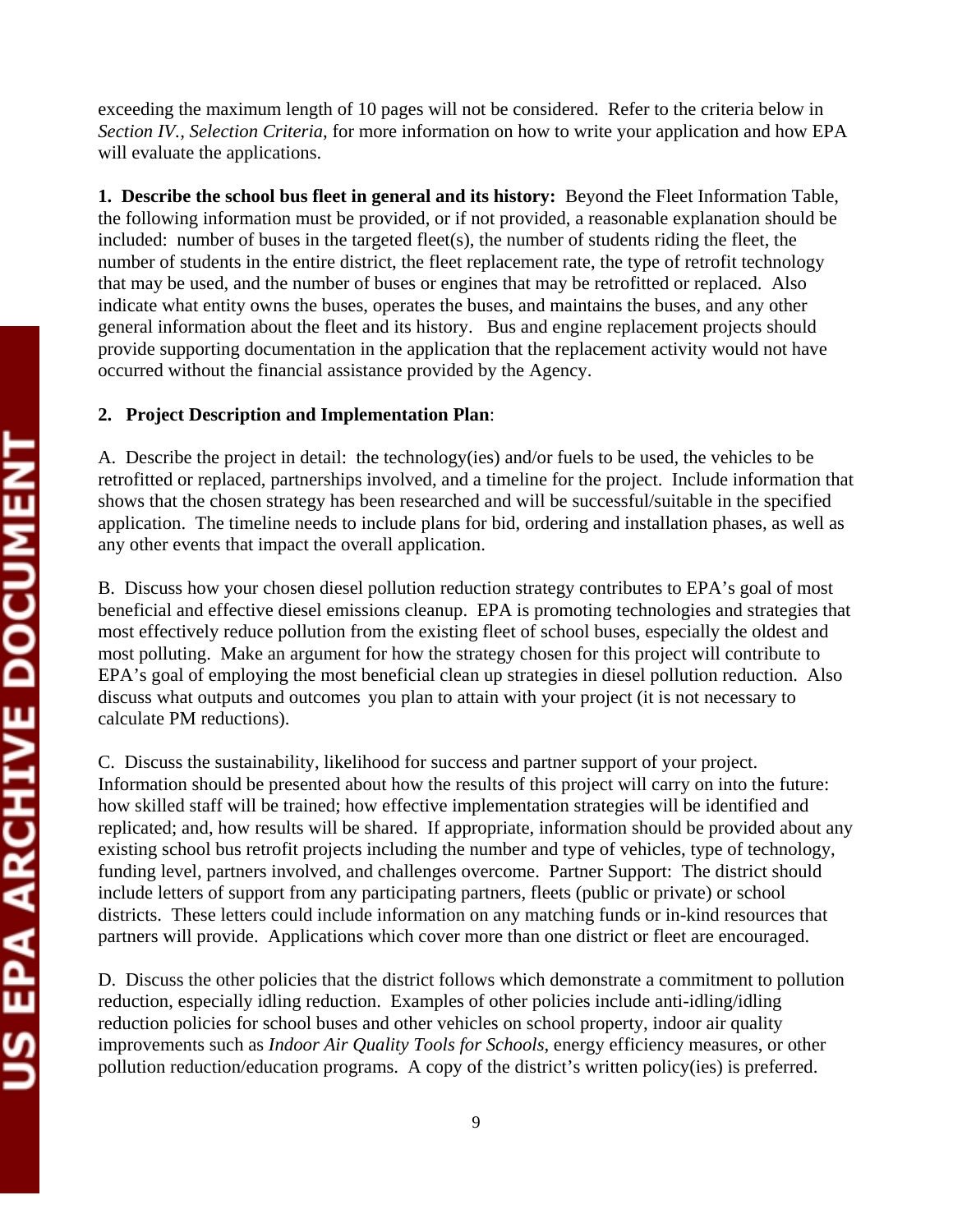exceeding the maximum length of 10 pages will not be considered. Refer to the criteria below in *Section IV., Selection Criteria*, for more information on how to write your application and how EPA will evaluate the applications.

**1. Describe the school bus fleet in general and its history:** Beyond the Fleet Information Table, the following information must be provided, or if not provided, a reasonable explanation should be included: number of buses in the targeted fleet(s), the number of students riding the fleet, the number of students in the entire district, the fleet replacement rate, the type of retrofit technology that may be used, and the number of buses or engines that may be retrofitted or replaced. Also indicate what entity owns the buses, operates the buses, and maintains the buses, and any other general information about the fleet and its history. Bus and engine replacement projects should provide supporting documentation in the application that the replacement activity would not have occurred without the financial assistance provided by the Agency.

**2. Project Description and Implementation Plan**:

A. Describe the project in detail: the technology(ies) and/or fuels to be used, the vehicles to be retrofitted or replaced, partnerships involved, and a timeline for the project. Include information that shows that the chosen strategy has been researched and will be successful/suitable in the specified application. The timeline needs to include plans for bid, ordering and installation phases, as well as any other events that impact the overall application.

B. Discuss how your chosen diesel pollution reduction strategy contributes to EPA's goal of most beneficial and effective diesel emissions cleanup. EPA is promoting technologies and strategies that most effectively reduce pollution from the existing fleet of school buses, especially the oldest and most polluting. Make an argument for how the strategy chosen for this project will contribute to EPA's goal of employing the most beneficial clean up strategies in diesel pollution reduction. Also discuss what outputs and outcomes you plan to attain with your project (it is not necessary to calculate PM reductions).

C. Discuss the sustainability, likelihood for success and partner support of your project. Information should be presented about how the results of this project will carry on into the future: how skilled staff will be trained; how effective implementation strategies will be identified and replicated; and, how results will be shared. If appropriate, information should be provided about any existing school bus retrofit projects including the number and type of vehicles, type of technology, funding level, partners involved, and challenges overcome. Partner Support: The district should include letters of support from any participating partners, fleets (public or private) or school districts. These letters could include information on any matching funds or in-kind resources that partners will provide. Applications which cover more than one district or fleet are encouraged.

D. Discuss the other policies that the district follows which demonstrate a commitment to pollution reduction, especially idling reduction. Examples of other policies include anti-idling/idling reduction policies for school buses and other vehicles on school property, indoor air quality improvements such as *Indoor Air Quality Tools for Schools*, energy efficiency measures, or other pollution reduction/education programs. A copy of the district's written policy(ies) is preferred.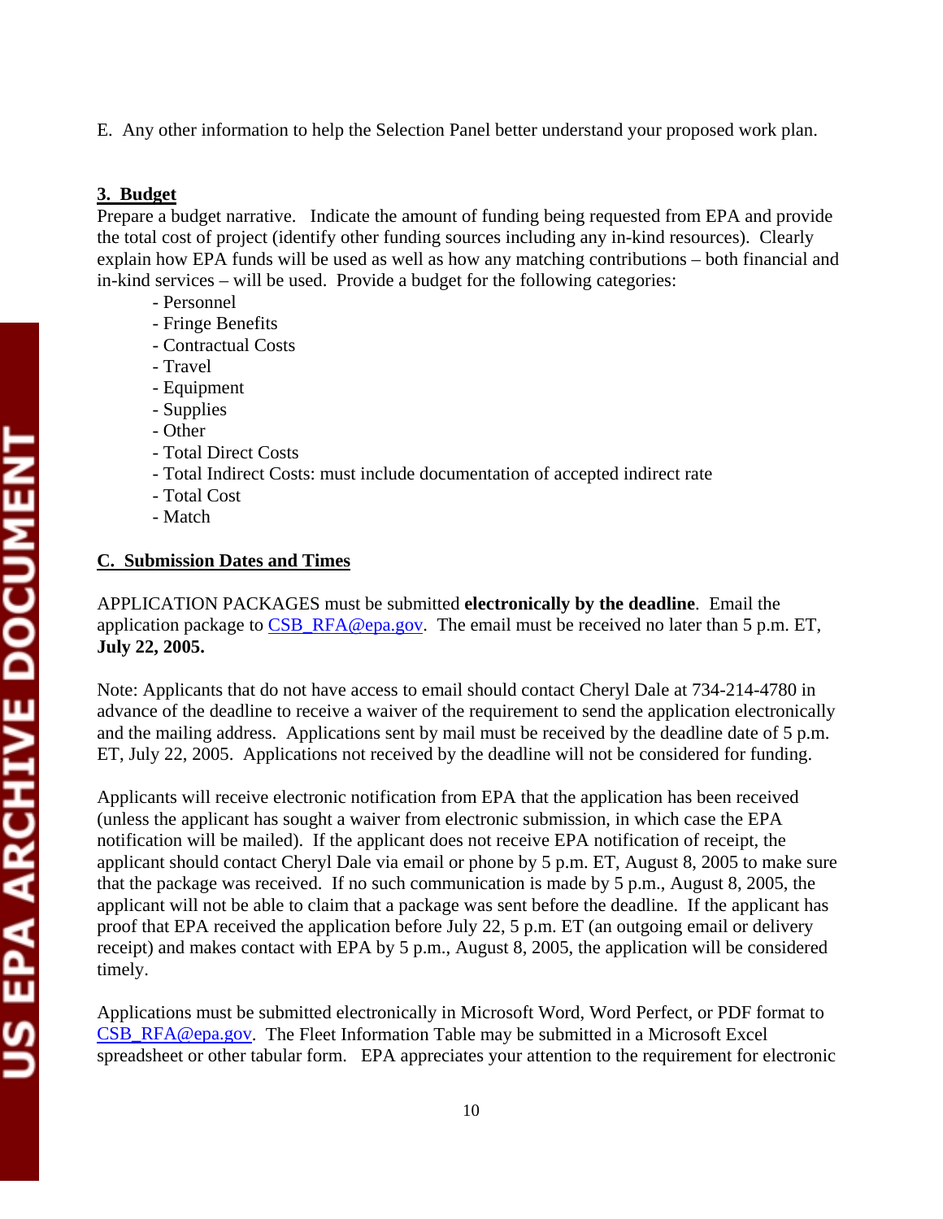E. Any other information to help the Selection Panel better understand your proposed work plan.

**3. Budget**

Prepare a budget narrative. Indicate the amount of funding being requested from EPA and provide the total cost of project (identify other funding sources including any in-kind resources). Clearly explain how EPA funds will be used as well as how any matching contributions – both financial and in-kind services – will be used. Provide a budget for the following categories:

- Personnel
- Fringe Benefits
- Contractual Costs
- Travel
- Equipment
- Supplies
- Other
- Total Direct Costs
- Total Indirect Costs: must include documentation of accepted indirect rate
- Total Cost
- Match

## C. Submission Dates and Times

APPLICATION PACKAGES must be submitted **electronically by the deadline**. Email the application package to CSB_RFA@epa.gov. The email must be received no later than 5 p.m. ET, **July 22, 2005.**

Note: Applicants that do not have access to email should contact Cheryl Dale at 734-214-4780 in advance of the deadline to receive a waiver of the requirement to send the application electronically and the mailing address. Applications sent by mail must be received by the deadline date of 5 p.m. ET, July 22, 2005. Applications not received by the deadline will not be considered for funding.

Applicants will receive electronic notification from EPA that the application has been received (unless the applicant has sought a waiver from electronic submission, in which case the EPA notification will be mailed). If the applicant does not receive EPA notification of receipt, the applicant should contact Cheryl Dale via email or phone by 5 p.m. ET, August 8, 2005 to make sure that the package was received. If no such communication is made by 5 p.m., August 8, 2005, the applicant will not be able to claim that a package was sent before the deadline. If the applicant has proof that EPA received the application before July 22, 5 p.m. ET (an outgoing email or delivery receipt) and makes contact with EPA by 5 p.m., August 8, 2005, the application will be considered timely.

Applications must be submitted electronically in Microsoft Word, Word Perfect, or PDF format to CSB_RFA@epa.gov. The Fleet Information Table may be submitted in a Microsoft Excel spreadsheet or other tabular form. EPA appreciates your attention to the requirement for electronic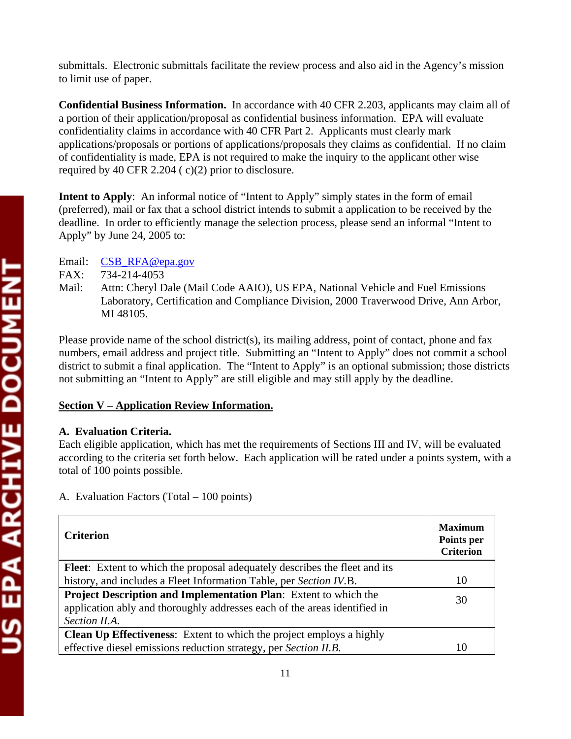submittals. Electronic submittals facilitate the review process and also aid in the Agency's mission to limit use of paper.

**Confidential Business Information.** In accordance with 40 CFR 2.203, applicants may claim all of a portion of their application/proposal as confidential business information. EPA will evaluate confidentiality claims in accordance with 40 CFR Part 2. Applicants must clearly mark applications/proposals or portions of applications/proposals they claims as confidential. If no claim of confidentiality is made, EPA is not required to make the inquiry to the applicant other wise required by 40 CFR 2.204 ( c)(2) prior to disclosure.

**Intent to Apply**: An informal notice of "Intent to Apply" simply states in the form of email (preferred), mail or fax that a school district intends to submit a application to be received by the deadline. In order to efficiently manage the selection process, please send an informal "Intent to Apply" by June 24, 2005 to:

Email: CSB_RFA@epa.gov
FAX: 734-214-4053
Mail: Attn: Cheryl Dale (Mail Code AAIO), US EPA, National Vehicle and Fuel Emissions Laboratory, Certification and Compliance Division, 2000 Traverwood Drive, Ann Arbor, MI 48105.

Please provide name of the school district(s), its mailing address, point of contact, phone and fax numbers, email address and project title. Submitting an "Intent to Apply" does not commit a school district to submit a final application. The "Intent to Apply" is an optional submission; those districts not submitting an "Intent to Apply" are still eligible and may still apply by the deadline.

## Section V – Application Review Information.

**A. Evaluation Criteria.**
Each eligible application, which has met the requirements of Sections III and IV, will be evaluated according to the criteria set forth below. Each application will be rated under a points system, with a total of 100 points possible.

A. Evaluation Factors (Total – 100 points)

| **Criterion** | **Maximum Points per Criterion** |
|---|---|
| **Fleet**: Extent to which the proposal adequately describes the fleet and its history, and includes a Fleet Information Table, per *Section IV*.B. | 10 |
| **Project Description and Implementation Plan**: Extent to which the application ably and thoroughly addresses each of the areas identified in *Section II.A.* | 30 |
| **Clean Up Effectiveness**: Extent to which the project employs a highly effective diesel emissions reduction strategy, per *Section II.B.* | 10 |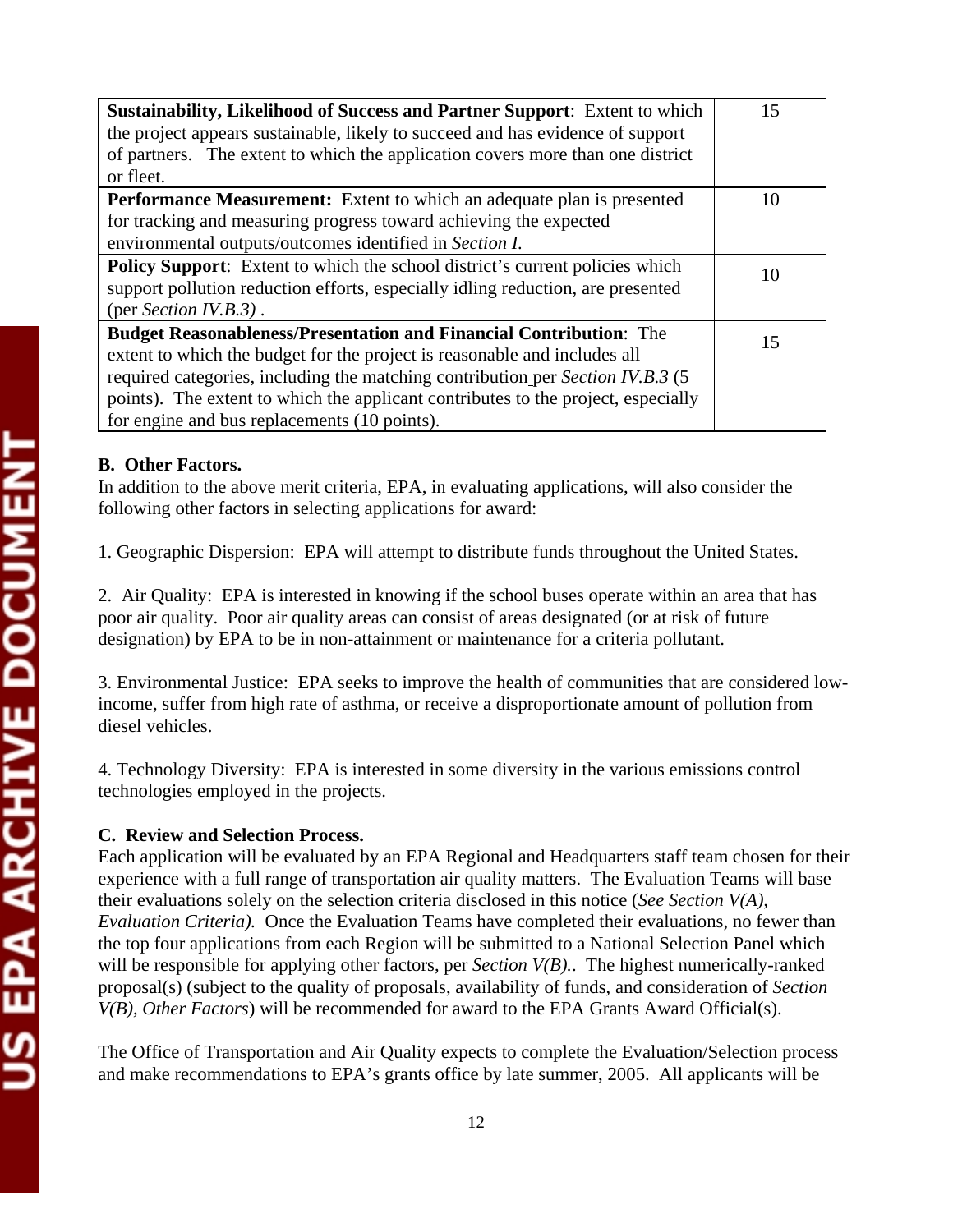| | |
|---|---|
| **Sustainability, Likelihood of Success and Partner Support**: Extent to which the project appears sustainable, likely to succeed and has evidence of support of partners. The extent to which the application covers more than one district or fleet. | 15 |
| **Performance Measurement:** Extent to which an adequate plan is presented for tracking and measuring progress toward achieving the expected environmental outputs/outcomes identified in *Section I.* | 10 |
| **Policy Support**: Extent to which the school district's current policies which support pollution reduction efforts, especially idling reduction, are presented (per *Section IV.B.3)* . | 10 |
| **Budget Reasonableness/Presentation and Financial Contribution**: The extent to which the budget for the project is reasonable and includes all required categories, including the matching contribution per *Section IV.B.3* (5 points). The extent to which the applicant contributes to the project, especially for engine and bus replacements (10 points). | 15 |

**B. Other Factors.**

In addition to the above merit criteria, EPA, in evaluating applications, will also consider the following other factors in selecting applications for award:

1. Geographic Dispersion: EPA will attempt to distribute funds throughout the United States.

2. Air Quality: EPA is interested in knowing if the school buses operate within an area that has poor air quality. Poor air quality areas can consist of areas designated (or at risk of future designation) by EPA to be in non-attainment or maintenance for a criteria pollutant.

3. Environmental Justice: EPA seeks to improve the health of communities that are considered low-income, suffer from high rate of asthma, or receive a disproportionate amount of pollution from diesel vehicles.

4. Technology Diversity: EPA is interested in some diversity in the various emissions control technologies employed in the projects.

**C. Review and Selection Process.**

Each application will be evaluated by an EPA Regional and Headquarters staff team chosen for their experience with a full range of transportation air quality matters. The Evaluation Teams will base their evaluations solely on the selection criteria disclosed in this notice (*See Section V(A), Evaluation Criteria).* Once the Evaluation Teams have completed their evaluations, no fewer than the top four applications from each Region will be submitted to a National Selection Panel which will be responsible for applying other factors, per *Section V(B)..* The highest numerically-ranked proposal(s) (subject to the quality of proposals, availability of funds, and consideration of *Section V(B), Other Factors*) will be recommended for award to the EPA Grants Award Official(s).

The Office of Transportation and Air Quality expects to complete the Evaluation/Selection process and make recommendations to EPA's grants office by late summer, 2005. All applicants will be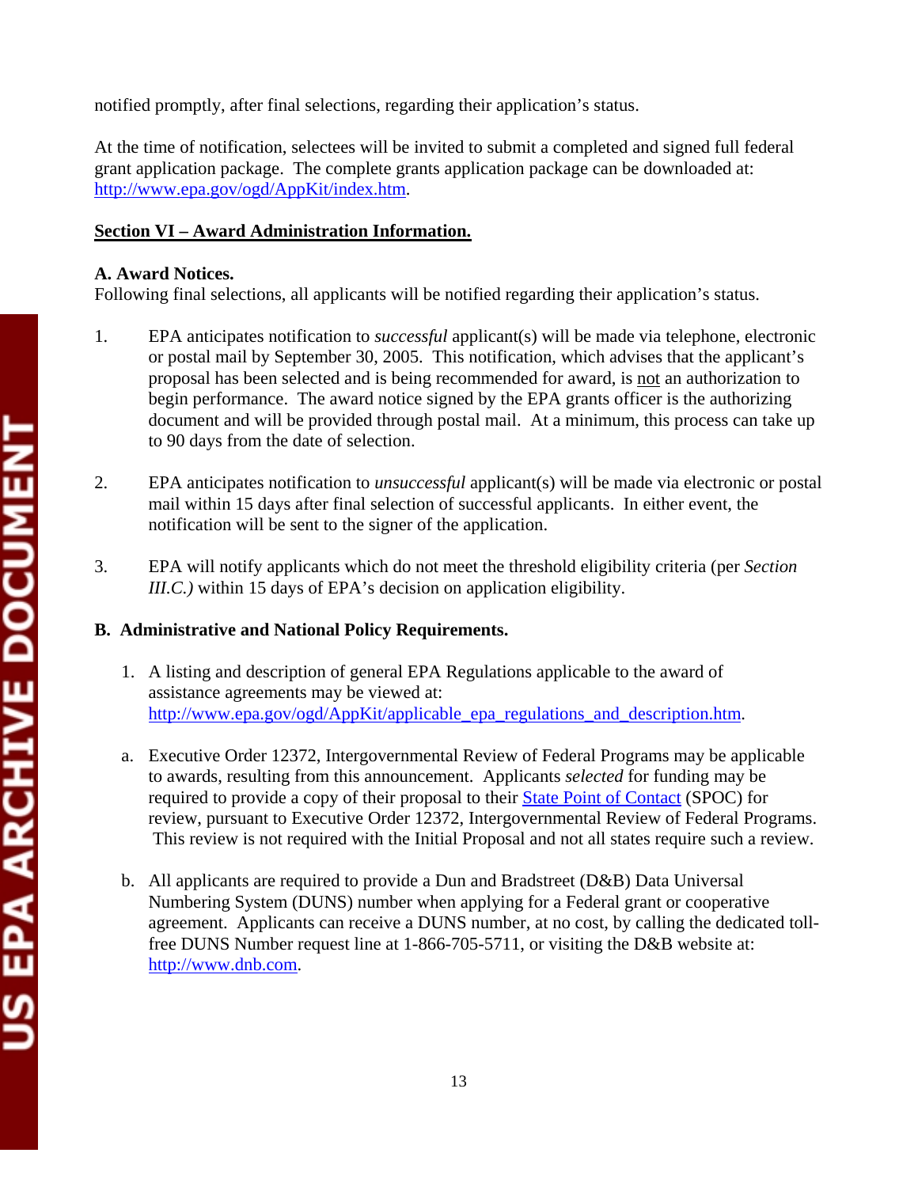notified promptly, after final selections, regarding their application's status.

At the time of notification, selectees will be invited to submit a completed and signed full federal grant application package. The complete grants application package can be downloaded at: [http://www.epa.gov/ogd/AppKit/index.htm](http://www.epa.gov/ogd/AppKit/index.htm).

## Section VI – Award Administration Information.

### A. Award Notices.

Following final selections, all applicants will be notified regarding their application's status.

1. EPA anticipates notification to *successful* applicant(s) will be made via telephone, electronic or postal mail by September 30, 2005. This notification, which advises that the applicant's proposal has been selected and is being recommended for award, is not an authorization to begin performance. The award notice signed by the EPA grants officer is the authorizing document and will be provided through postal mail. At a minimum, this process can take up to 90 days from the date of selection.

2. EPA anticipates notification to *unsuccessful* applicant(s) will be made via electronic or postal mail within 15 days after final selection of successful applicants. In either event, the notification will be sent to the signer of the application.

3. EPA will notify applicants which do not meet the threshold eligibility criteria (per *Section III.C.)* within 15 days of EPA's decision on application eligibility.

### B. Administrative and National Policy Requirements.

1. A listing and description of general EPA Regulations applicable to the award of assistance agreements may be viewed at: [http://www.epa.gov/ogd/AppKit/applicable_epa_regulations_and_description.htm](http://www.epa.gov/ogd/AppKit/applicable_epa_regulations_and_description.htm).

a. Executive Order 12372, Intergovernmental Review of Federal Programs may be applicable to awards, resulting from this announcement. Applicants *selected* for funding may be required to provide a copy of their proposal to their State Point of Contact (SPOC) for review, pursuant to Executive Order 12372, Intergovernmental Review of Federal Programs. This review is not required with the Initial Proposal and not all states require such a review.

b. All applicants are required to provide a Dun and Bradstreet (D&B) Data Universal Numbering System (DUNS) number when applying for a Federal grant or cooperative agreement. Applicants can receive a DUNS number, at no cost, by calling the dedicated toll-free DUNS Number request line at 1-866-705-5711, or visiting the D&B website at: [http://www.dnb.com](http://www.dnb.com).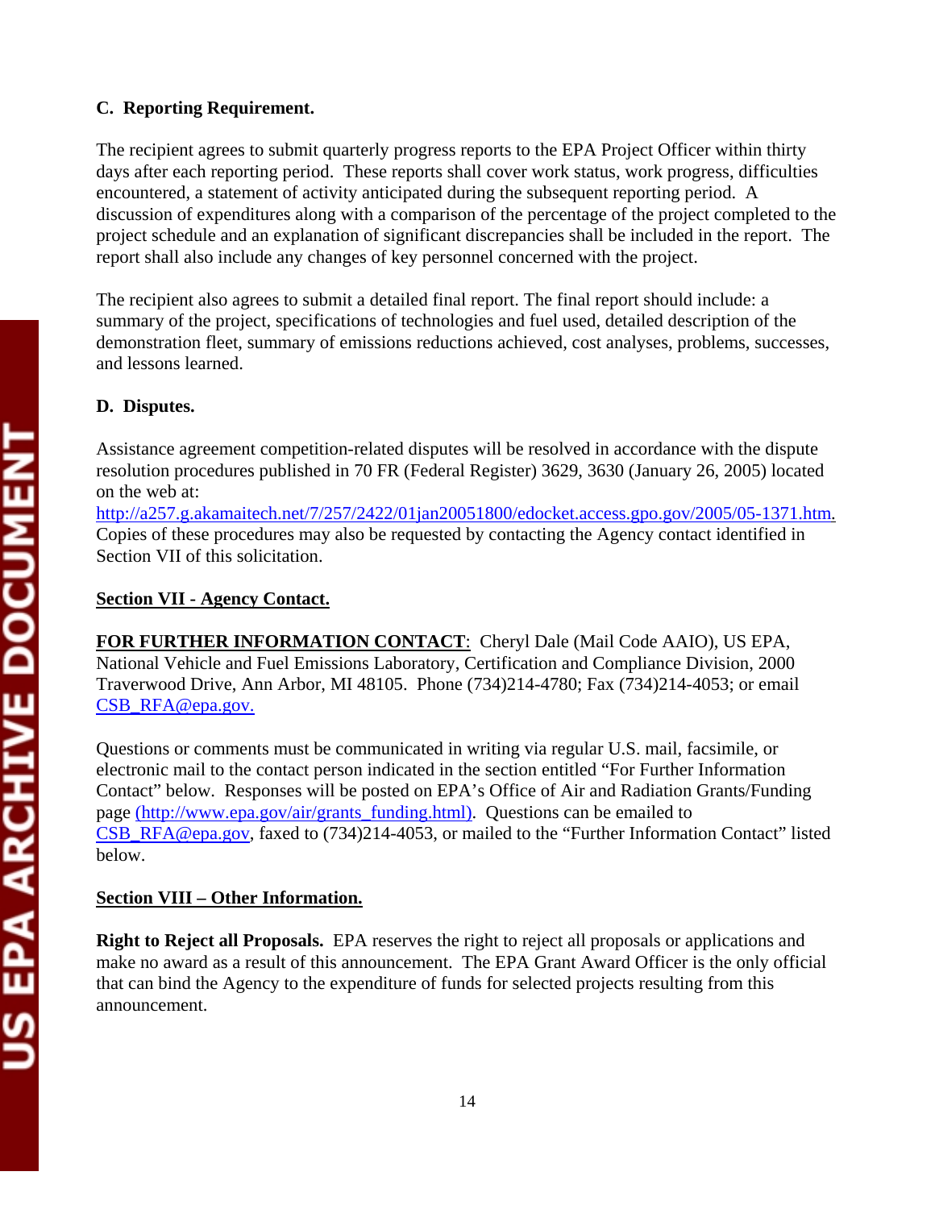### C. Reporting Requirement.

The recipient agrees to submit quarterly progress reports to the EPA Project Officer within thirty days after each reporting period. These reports shall cover work status, work progress, difficulties encountered, a statement of activity anticipated during the subsequent reporting period. A discussion of expenditures along with a comparison of the percentage of the project completed to the project schedule and an explanation of significant discrepancies shall be included in the report. The report shall also include any changes of key personnel concerned with the project.

The recipient also agrees to submit a detailed final report. The final report should include: a summary of the project, specifications of technologies and fuel used, detailed description of the demonstration fleet, summary of emissions reductions achieved, cost analyses, problems, successes, and lessons learned.

### D. Disputes.

Assistance agreement competition-related disputes will be resolved in accordance with the dispute resolution procedures published in 70 FR (Federal Register) 3629, 3630 (January 26, 2005) located on the web at:
http://a257.g.akamaitech.net/7/257/2422/01jan20051800/edocket.access.gpo.gov/2005/05-1371.htm. Copies of these procedures may also be requested by contacting the Agency contact identified in Section VII of this solicitation.

## Section VII - Agency Contact.

**FOR FURTHER INFORMATION CONTACT**: Cheryl Dale (Mail Code AAIO), US EPA, National Vehicle and Fuel Emissions Laboratory, Certification and Compliance Division, 2000 Traverwood Drive, Ann Arbor, MI 48105. Phone (734)214-4780; Fax (734)214-4053; or email CSB_RFA@epa.gov.

Questions or comments must be communicated in writing via regular U.S. mail, facsimile, or electronic mail to the contact person indicated in the section entitled "For Further Information Contact" below. Responses will be posted on EPA's Office of Air and Radiation Grants/Funding page (http://www.epa.gov/air/grants_funding.html). Questions can be emailed to CSB_RFA@epa.gov, faxed to (734)214-4053, or mailed to the "Further Information Contact" listed below.

## Section VIII – Other Information.

**Right to Reject all Proposals.** EPA reserves the right to reject all proposals or applications and make no award as a result of this announcement. The EPA Grant Award Officer is the only official that can bind the Agency to the expenditure of funds for selected projects resulting from this announcement.